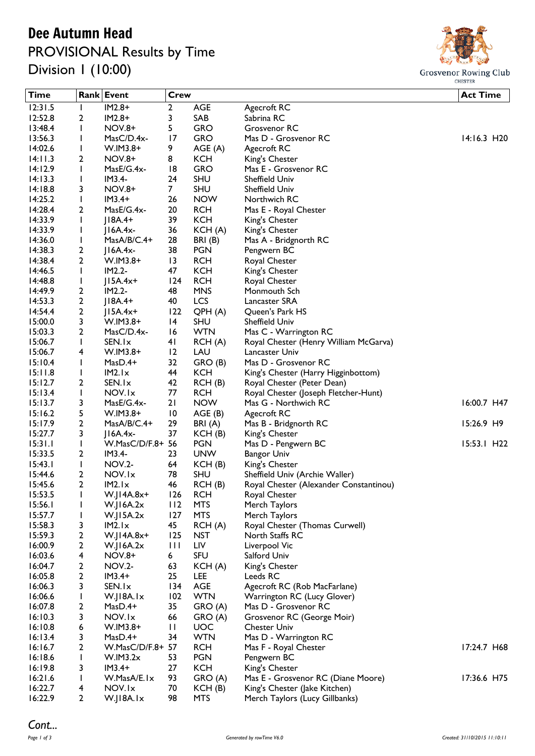# Dee Autumn Head

## PROVISIONAL Results by Time

## Division 1 (10:00)

Grosvenor Rowing Club
CHESTER

| Time | Rank | Event | Crew | | | Act Time |
|---|---|---|---|---|---|---|
| 12:31.5 | 1 | IM2.8+ | 2 | AGE | Agecroft RC | |
| 12:52.8 | 2 | IM2.8+ | 3 | SAB | Sabrina RC | |
| 13:48.4 | 1 | NOV.8+ | 5 | GRO | Grosvenor RC | |
| 13:56.3 | 1 | MasC/D.4x- | 17 | GRO | Mas D - Grosvenor RC | 14:16.3 H20 |
| 14:02.6 | 1 | W.IM3.8+ | 9 | AGE (A) | Agecroft RC | |
| 14:11.3 | 2 | NOV.8+ | 8 | KCH | King's Chester | |
| 14:12.9 | 1 | MasE/G.4x- | 18 | GRO | Mas E - Grosvenor RC | |
| 14:13.3 | 1 | IM3.4- | 24 | SHU | Sheffield Univ | |
| 14:18.8 | 3 | NOV.8+ | 7 | SHU | Sheffield Univ | |
| 14:25.2 | 1 | IM3.4+ | 26 | NOW | Northwich RC | |
| 14:28.4 | 2 | MasE/G.4x- | 20 | RCH | Mas E - Royal Chester | |
| 14:33.9 | 1 | J18A.4+ | 39 | KCH | King's Chester | |
| 14:33.9 | 1 | J16A.4x- | 36 | KCH (A) | King's Chester | |
| 14:36.0 | 1 | MasA/B/C.4+ | 28 | BRI (B) | Mas A - Bridgnorth RC | |
| 14:38.3 | 2 | J16A.4x- | 38 | PGN | Pengwern BC | |
| 14:38.4 | 2 | W.IM3.8+ | 13 | RCH | Royal Chester | |
| 14:46.5 | 1 | IM2.2- | 47 | KCH | King's Chester | |
| 14:48.8 | 1 | J15A.4x+ | 124 | RCH | Royal Chester | |
| 14:49.9 | 2 | IM2.2- | 48 | MNS | Monmouth Sch | |
| 14:53.3 | 2 | J18A.4+ | 40 | LCS | Lancaster SRA | |
| 14:54.4 | 2 | J15A.4x+ | 122 | QPH (A) | Queen's Park HS | |
| 15:00.0 | 3 | W.IM3.8+ | 14 | SHU | Sheffield Univ | |
| 15:03.3 | 2 | MasC/D.4x- | 16 | WTN | Mas C - Warrington RC | |
| 15:06.7 | 1 | SEN.1x | 41 | RCH (A) | Royal Chester (Henry William McGarva) | |
| 15:06.7 | 4 | W.IM3.8+ | 12 | LAU | Lancaster Univ | |
| 15:10.4 | 1 | MasD.4+ | 32 | GRO (B) | Mas D - Grosvenor RC | |
| 15:11.8 | 1 | IM2.1x | 44 | KCH | King's Chester (Harry Higginbottom) | |
| 15:12.7 | 2 | SEN.1x | 42 | RCH (B) | Royal Chester (Peter Dean) | |
| 15:13.4 | 1 | NOV.1x | 77 | RCH | Royal Chester (Joseph Fletcher-Hunt) | |
| 15:13.7 | 3 | MasE/G.4x- | 21 | NOW | Mas G - Northwich RC | 16:00.7 H47 |
| 15:16.2 | 5 | W.IM3.8+ | 10 | AGE (B) | Agecroft RC | |
| 15:17.9 | 2 | MasA/B/C.4+ | 29 | BRI (A) | Mas B - Bridgnorth RC | 15:26.9 H9 |
| 15:27.7 | 3 | J16A.4x- | 37 | KCH (B) | King's Chester | |
| 15:31.1 | 1 | W.MasC/D/F.8+ | 56 | PGN | Mas D - Pengwern BC | 15:53.1 H22 |
| 15:33.5 | 2 | IM3.4- | 23 | UNW | Bangor Univ | |
| 15:43.1 | 1 | NOV.2- | 64 | KCH (B) | King's Chester | |
| 15:44.6 | 2 | NOV.1x | 78 | SHU | Sheffield Univ (Archie Waller) | |
| 15:45.6 | 2 | IM2.1x | 46 | RCH (B) | Royal Chester (Alexander Constantinou) | |
| 15:53.5 | 1 | W.J14A.8x+ | 126 | RCH | Royal Chester | |
| 15:56.1 | 1 | W.J16A.2x | 112 | MTS | Merch Taylors | |
| 15:57.7 | 1 | W.J15A.2x | 127 | MTS | Merch Taylors | |
| 15:58.3 | 3 | IM2.1x | 45 | RCH (A) | Royal Chester (Thomas Curwell) | |
| 15:59.3 | 2 | W.J14A.8x+ | 125 | NST | North Staffs RC | |
| 16:00.9 | 2 | W.J16A.2x | 111 | LIV | Liverpool Vic | |
| 16:03.6 | 4 | NOV.8+ | 6 | SFU | Salford Univ | |
| 16:04.7 | 2 | NOV.2- | 63 | KCH (A) | King's Chester | |
| 16:05.8 | 2 | IM3.4+ | 25 | LEE | Leeds RC | |
| 16:06.3 | 3 | SEN.1x | 134 | AGE | Agecroft RC (Rob MacFarlane) | |
| 16:06.6 | 1 | W.J18A.1x | 102 | WTN | Warrington RC (Lucy Glover) | |
| 16:07.8 | 2 | MasD.4+ | 35 | GRO (A) | Mas D - Grosvenor RC | |
| 16:10.3 | 3 | NOV.1x | 66 | GRO (A) | Grosvenor RC (George Moir) | |
| 16:10.8 | 6 | W.IM3.8+ | 11 | UOC | Chester Univ | |
| 16:13.4 | 3 | MasD.4+ | 34 | WTN | Mas D - Warrington RC | |
| 16:16.7 | 2 | W.MasC/D/F.8+ | 57 | RCH | Mas F - Royal Chester | 17:24.7 H68 |
| 16:18.6 | 1 | W.IM3.2x | 53 | PGN | Pengwern BC | |
| 16:19.8 | 3 | IM3.4+ | 27 | KCH | King's Chester | |
| 16:21.6 | 1 | W.MasA/E.1x | 93 | GRO (A) | Mas E - Grosvenor RC (Diane Moore) | 17:36.6 H75 |
| 16:22.7 | 4 | NOV.1x | 70 | KCH (B) | King's Chester (Jake Kitchen) | |
| 16:22.9 | 2 | W.J18A.1x | 98 | MTS | Merch Taylors (Lucy Gillbanks) | |

*Cont...*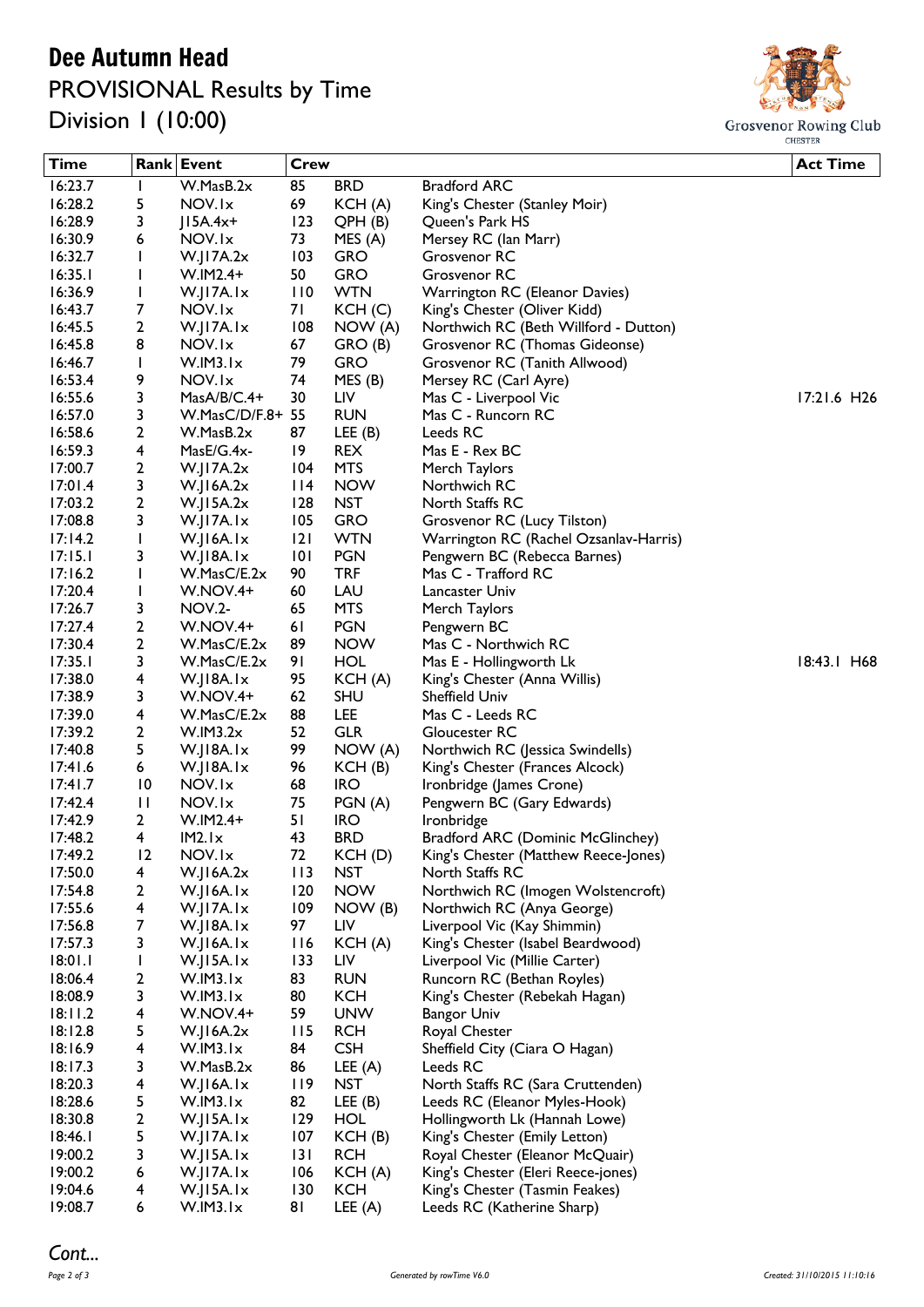# Dee Autumn Head

PROVISIONAL Results by Time

Division 1 (10:00)

Grosvenor Rowing Club CHESTER

| Time | Rank | Event | Crew | | | Act Time |
|---|---|---|---|---|---|---|
| 16:23.7 | 1 | W.MasB.2x | 85 | BRD | Bradford ARC | |
| 16:28.2 | 5 | NOV.1x | 69 | KCH (A) | King's Chester (Stanley Moir) | |
| 16:28.9 | 3 | J15A.4x+ | 123 | QPH (B) | Queen's Park HS | |
| 16:30.9 | 6 | NOV.1x | 73 | MES (A) | Mersey RC (Ian Marr) | |
| 16:32.7 | 1 | W.J17A.2x | 103 | GRO | Grosvenor RC | |
| 16:35.1 | 1 | W.IM2.4+ | 50 | GRO | Grosvenor RC | |
| 16:36.9 | 1 | W.J17A.1x | 110 | WTN | Warrington RC (Eleanor Davies) | |
| 16:43.7 | 7 | NOV.1x | 71 | KCH (C) | King's Chester (Oliver Kidd) | |
| 16:45.5 | 2 | W.J17A.1x | 108 | NOW (A) | Northwich RC (Beth Willford - Dutton) | |
| 16:45.8 | 8 | NOV.1x | 67 | GRO (B) | Grosvenor RC (Thomas Gideonse) | |
| 16:46.7 | 1 | W.IM3.1x | 79 | GRO | Grosvenor RC (Tanith Allwood) | |
| 16:53.4 | 9 | NOV.1x | 74 | MES (B) | Mersey RC (Carl Ayre) | |
| 16:55.6 | 3 | MasA/B/C.4+ | 30 | LIV | Mas C - Liverpool Vic | 17:21.6 H26 |
| 16:57.0 | 3 | W.MasC/D/F.8+ | 55 | RUN | Mas C - Runcorn RC | |
| 16:58.6 | 2 | W.MasB.2x | 87 | LEE (B) | Leeds RC | |
| 16:59.3 | 4 | MasE/G.4x- | 19 | REX | Mas E - Rex BC | |
| 17:00.7 | 2 | W.J17A.2x | 104 | MTS | Merch Taylors | |
| 17:01.4 | 3 | W.J16A.2x | 114 | NOW | Northwich RC | |
| 17:03.2 | 2 | W.J15A.2x | 128 | NST | North Staffs RC | |
| 17:08.8 | 3 | W.J17A.1x | 105 | GRO | Grosvenor RC (Lucy Tilston) | |
| 17:14.2 | 1 | W.J16A.1x | 121 | WTN | Warrington RC (Rachel Ozsanlav-Harris) | |
| 17:15.1 | 3 | W.J18A.1x | 101 | PGN | Pengwern BC (Rebecca Barnes) | |
| 17:16.2 | 1 | W.MasC/E.2x | 90 | TRF | Mas C - Trafford RC | |
| 17:20.4 | 1 | W.NOV.4+ | 60 | LAU | Lancaster Univ | |
| 17:26.7 | 3 | NOV.2- | 65 | MTS | Merch Taylors | |
| 17:27.4 | 2 | W.NOV.4+ | 61 | PGN | Pengwern BC | |
| 17:30.4 | 2 | W.MasC/E.2x | 89 | NOW | Mas C - Northwich RC | |
| 17:35.1 | 3 | W.MasC/E.2x | 91 | HOL | Mas E - Hollingworth Lk | 18:43.1 H68 |
| 17:38.0 | 4 | W.J18A.1x | 95 | KCH (A) | King's Chester (Anna Willis) | |
| 17:38.9 | 3 | W.NOV.4+ | 62 | SHU | Sheffield Univ | |
| 17:39.0 | 4 | W.MasC/E.2x | 88 | LEE | Mas C - Leeds RC | |
| 17:39.2 | 2 | W.IM3.2x | 52 | GLR | Gloucester RC | |
| 17:40.8 | 5 | W.J18A.1x | 99 | NOW (A) | Northwich RC (Jessica Swindells) | |
| 17:41.6 | 6 | W.J18A.1x | 96 | KCH (B) | King's Chester (Frances Alcock) | |
| 17:41.7 | 10 | NOV.1x | 68 | IRO | Ironbridge (James Crone) | |
| 17:42.4 | 11 | NOV.1x | 75 | PGN (A) | Pengwern BC (Gary Edwards) | |
| 17:42.9 | 2 | W.IM2.4+ | 51 | IRO | Ironbridge | |
| 17:48.2 | 4 | IM2.1x | 43 | BRD | Bradford ARC (Dominic McGlinchey) | |
| 17:49.2 | 12 | NOV.1x | 72 | KCH (D) | King's Chester (Matthew Reece-Jones) | |
| 17:50.0 | 4 | W.J16A.2x | 113 | NST | North Staffs RC | |
| 17:54.8 | 2 | W.J16A.1x | 120 | NOW | Northwich RC (Imogen Wolstencroft) | |
| 17:55.6 | 4 | W.J17A.1x | 109 | NOW (B) | Northwich RC (Anya George) | |
| 17:56.8 | 7 | W.J18A.1x | 97 | LIV | Liverpool Vic (Kay Shimmin) | |
| 17:57.3 | 3 | W.J16A.1x | 116 | KCH (A) | King's Chester (Isabel Beardwood) | |
| 18:01.1 | 1 | W.J15A.1x | 133 | LIV | Liverpool Vic (Millie Carter) | |
| 18:06.4 | 2 | W.IM3.1x | 83 | RUN | Runcorn RC (Bethan Royles) | |
| 18:08.9 | 3 | W.IM3.1x | 80 | KCH | King's Chester (Rebekah Hagan) | |
| 18:11.2 | 4 | W.NOV.4+ | 59 | UNW | Bangor Univ | |
| 18:12.8 | 5 | W.J16A.2x | 115 | RCH | Royal Chester | |
| 18:16.9 | 4 | W.IM3.1x | 84 | CSH | Sheffield City (Ciara O Hagan) | |
| 18:17.3 | 3 | W.MasB.2x | 86 | LEE (A) | Leeds RC | |
| 18:20.3 | 4 | W.J16A.1x | 119 | NST | North Staffs RC (Sara Cruttenden) | |
| 18:28.6 | 5 | W.IM3.1x | 82 | LEE (B) | Leeds RC (Eleanor Myles-Hook) | |
| 18:30.8 | 2 | W.J15A.1x | 129 | HOL | Hollingworth Lk (Hannah Lowe) | |
| 18:46.1 | 5 | W.J17A.1x | 107 | KCH (B) | King's Chester (Emily Letton) | |
| 19:00.2 | 3 | W.J15A.1x | 131 | RCH | Royal Chester (Eleanor McQuair) | |
| 19:00.2 | 6 | W.J17A.1x | 106 | KCH (A) | King's Chester (Eleri Reece-jones) | |
| 19:04.6 | 4 | W.J15A.1x | 130 | KCH | King's Chester (Tasmin Feakes) | |
| 19:08.7 | 6 | W.IM3.1x | 81 | LEE (A) | Leeds RC (Katherine Sharp) | |

*Cont...*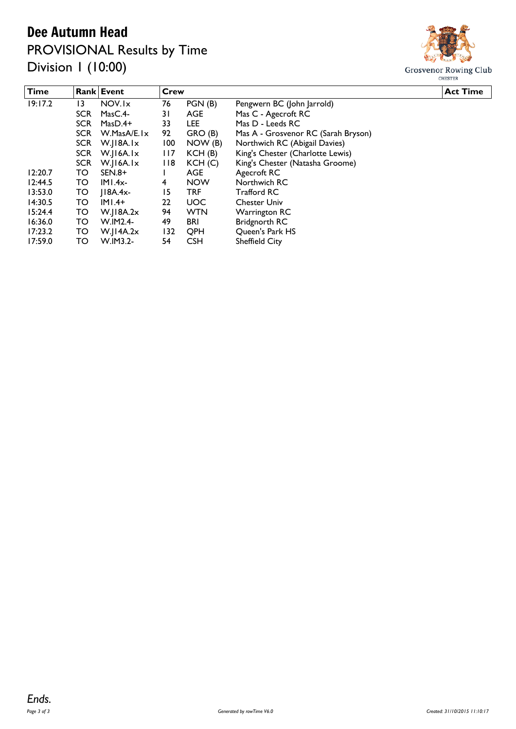# Dee Autumn Head

PROVISIONAL Results by Time

Division 1 (10:00)

Grosvenor Rowing Club
CHESTER

| Time | Rank | Event | Crew | | | Act Time |
|---|---|---|---|---|---|---|
| 19:17.2 | 13 | NOV.1x | 76 | PGN (B) | Pengwern BC (John Jarrold) | |
| | SCR | MasC.4- | 31 | AGE | Mas C - Agecroft RC | |
| | SCR | MasD.4+ | 33 | LEE | Mas D - Leeds RC | |
| | SCR | W.MasA/E.1x | 92 | GRO (B) | Mas A - Grosvenor RC (Sarah Bryson) | |
| | SCR | W.J18A.1x | 100 | NOW (B) | Northwich RC (Abigail Davies) | |
| | SCR | W.J16A.1x | 117 | KCH (B) | King's Chester (Charlotte Lewis) | |
| | SCR | W.J16A.1x | 118 | KCH (C) | King's Chester (Natasha Groome) | |
| 12:20.7 | TO | SEN.8+ | 1 | AGE | Agecroft RC | |
| 12:44.5 | TO | IM1.4x- | 4 | NOW | Northwich RC | |
| 13:53.0 | TO | J18A.4x- | 15 | TRF | Trafford RC | |
| 14:30.5 | TO | IM1.4+ | 22 | UOC | Chester Univ | |
| 15:24.4 | TO | W.J18A.2x | 94 | WTN | Warrington RC | |
| 16:36.0 | TO | W.IM2.4- | 49 | BRI | Bridgnorth RC | |
| 17:23.2 | TO | W.J14A.2x | 132 | QPH | Queen's Park HS | |
| 17:59.0 | TO | W.IM3.2- | 54 | CSH | Sheffield City | |

*Ends.*

*Generated by rowTime V6.0*

*Created: 31/10/2015 11:10:17*